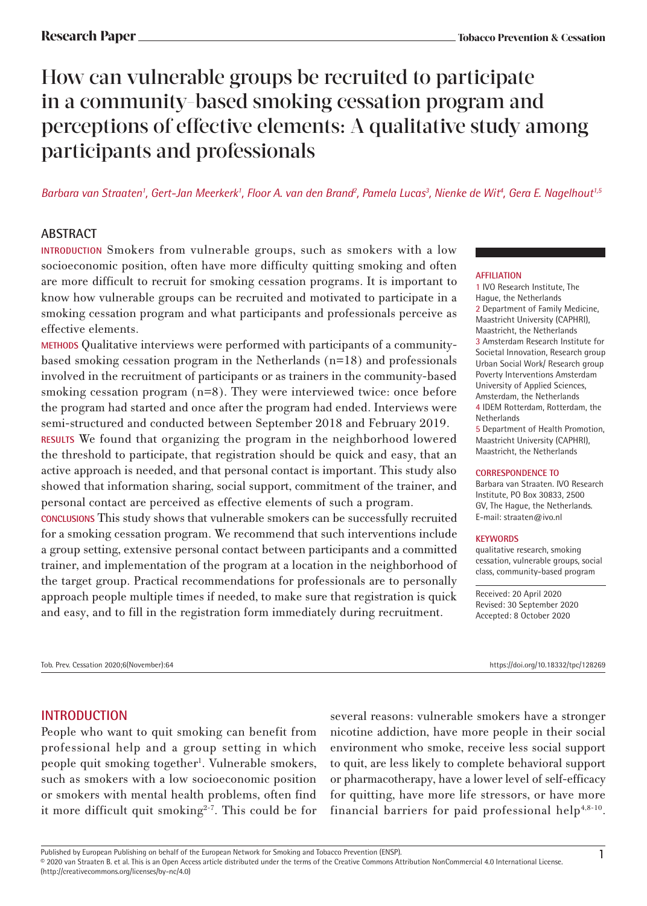# How can vulnerable groups be recruited to participate in a community-based smoking cessation program and perceptions of effective elements: A qualitative study among participants and professionals

*Barbara van Straaten[1], Gert-Jan Meerkerk[1], Floor A. van den Brand[2], Pamela Lucas[3], Nienke de Wit[4], Gera E. Nagelhout[1,5]*

## ABSTRACT

**INTRODUCTION** Smokers from vulnerable groups, such as smokers with a low socioeconomic position, often have more difficulty quitting smoking and often are more difficult to recruit for smoking cessation programs. It is important to know how vulnerable groups can be recruited and motivated to participate in a smoking cessation program and what participants and professionals perceive as effective elements.

**METHODS** Qualitative interviews were performed with participants of a community-based smoking cessation program in the Netherlands (n=18) and professionals involved in the recruitment of participants or as trainers in the community-based smoking cessation program (n=8). They were interviewed twice: once before the program had started and once after the program had ended. Interviews were semi-structured and conducted between September 2018 and February 2019.

**RESULTS** We found that organizing the program in the neighborhood lowered the threshold to participate, that registration should be quick and easy, that an active approach is needed, and that personal contact is important. This study also showed that information sharing, social support, commitment of the trainer, and personal contact are perceived as effective elements of such a program.

**CONCLUSIONS** This study shows that vulnerable smokers can be successfully recruited for a smoking cessation program. We recommend that such interventions include a group setting, extensive personal contact between participants and a committed trainer, and implementation of the program at a location in the neighborhood of the target group. Practical recommendations for professionals are to personally approach people multiple times if needed, to make sure that registration is quick and easy, and to fill in the registration form immediately during recruitment.

**AFFILIATION**

1 IVO Research Institute, The Hague, the Netherlands
2 Department of Family Medicine, Maastricht University (CAPHRI), Maastricht, the Netherlands
3 Amsterdam Research Institute for Societal Innovation, Research group Urban Social Work/ Research group Poverty Interventions Amsterdam University of Applied Sciences, Amsterdam, the Netherlands
4 IDEM Rotterdam, Rotterdam, the Netherlands
5 Department of Health Promotion, Maastricht University (CAPHRI), Maastricht, the Netherlands

**CORRESPONDENCE TO**

Barbara van Straaten. IVO Research Institute, PO Box 30833, 2500 GV, The Hague, the Netherlands. E-mail: straaten@ivo.nl

**KEYWORDS**

qualitative research, smoking cessation, vulnerable groups, social class, community-based program

Received: 20 April 2020
Revised: 30 September 2020
Accepted: 8 October 2020

## INTRODUCTION

People who want to quit smoking can benefit from professional help and a group setting in which people quit smoking together[1]. Vulnerable smokers, such as smokers with a low socioeconomic position or smokers with mental health problems, often find it more difficult quit smoking[2-7]. This could be for several reasons: vulnerable smokers have a stronger nicotine addiction, have more people in their social environment who smoke, receive less social support to quit, are less likely to complete behavioral support or pharmacotherapy, have a lower level of self-efficacy for quitting, have more life stressors, or have more financial barriers for paid professional help[4,8-10].

Published by European Publishing on behalf of the European Network for Smoking and Tobacco Prevention (ENSP).
© 2020 van Straaten B. et al. This is an Open Access article distributed under the terms of the Creative Commons Attribution NonCommercial 4.0 International License. (http://creativecommons.org/licenses/by-nc/4.0)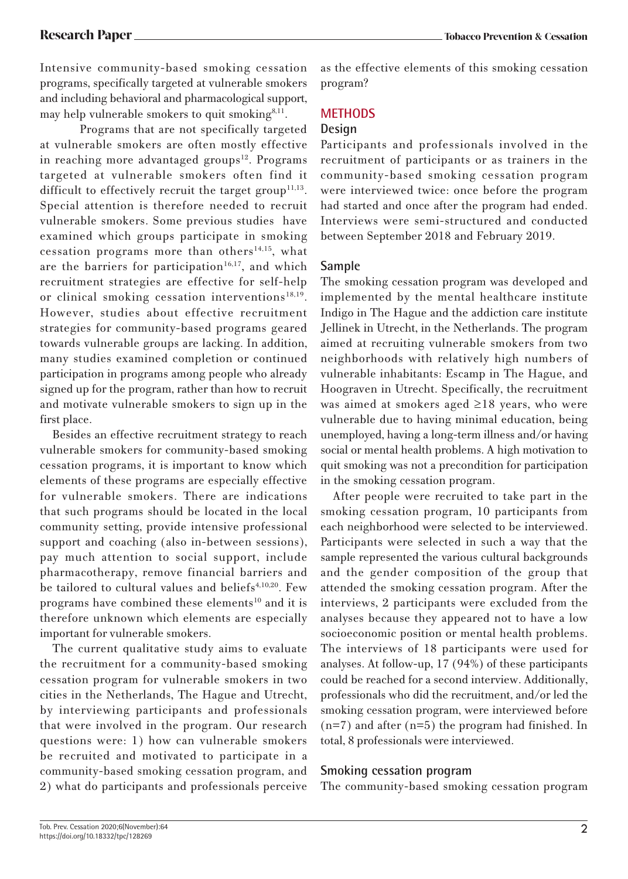Intensive community-based smoking cessation programs, specifically targeted at vulnerable smokers and including behavioral and pharmacological support, may help vulnerable smokers to quit smoking[8,11].

Programs that are not specifically targeted at vulnerable smokers are often mostly effective in reaching more advantaged groups[12]. Programs targeted at vulnerable smokers often find it difficult to effectively recruit the target group[11,13]. Special attention is therefore needed to recruit vulnerable smokers. Some previous studies have examined which groups participate in smoking cessation programs more than others[14,15], what are the barriers for participation[16,17], and which recruitment strategies are effective for self-help or clinical smoking cessation interventions[18,19]. However, studies about effective recruitment strategies for community-based programs geared towards vulnerable groups are lacking. In addition, many studies examined completion or continued participation in programs among people who already signed up for the program, rather than how to recruit and motivate vulnerable smokers to sign up in the first place.

Besides an effective recruitment strategy to reach vulnerable smokers for community-based smoking cessation programs, it is important to know which elements of these programs are especially effective for vulnerable smokers. There are indications that such programs should be located in the local community setting, provide intensive professional support and coaching (also in-between sessions), pay much attention to social support, include pharmacotherapy, remove financial barriers and be tailored to cultural values and beliefs[4,10,20]. Few programs have combined these elements[10] and it is therefore unknown which elements are especially important for vulnerable smokers.

The current qualitative study aims to evaluate the recruitment for a community-based smoking cessation program for vulnerable smokers in two cities in the Netherlands, The Hague and Utrecht, by interviewing participants and professionals that were involved in the program. Our research questions were: 1) how can vulnerable smokers be recruited and motivated to participate in a community-based smoking cessation program, and 2) what do participants and professionals perceive as the effective elements of this smoking cessation program?

## METHODS

### Design

Participants and professionals involved in the recruitment of participants or as trainers in the community-based smoking cessation program were interviewed twice: once before the program had started and once after the program had ended. Interviews were semi-structured and conducted between September 2018 and February 2019.

### Sample

The smoking cessation program was developed and implemented by the mental healthcare institute Indigo in The Hague and the addiction care institute Jellinek in Utrecht, in the Netherlands. The program aimed at recruiting vulnerable smokers from two neighborhoods with relatively high numbers of vulnerable inhabitants: Escamp in The Hague, and Hoograven in Utrecht. Specifically, the recruitment was aimed at smokers aged ≥18 years, who were vulnerable due to having minimal education, being unemployed, having a long-term illness and/or having social or mental health problems. A high motivation to quit smoking was not a precondition for participation in the smoking cessation program.

After people were recruited to take part in the smoking cessation program, 10 participants from each neighborhood were selected to be interviewed. Participants were selected in such a way that the sample represented the various cultural backgrounds and the gender composition of the group that attended the smoking cessation program. After the interviews, 2 participants were excluded from the analyses because they appeared not to have a low socioeconomic position or mental health problems. The interviews of 18 participants were used for analyses. At follow-up, 17 (94%) of these participants could be reached for a second interview. Additionally, professionals who did the recruitment, and/or led the smoking cessation program, were interviewed before (n=7) and after (n=5) the program had finished. In total, 8 professionals were interviewed.

### Smoking cessation program

The community-based smoking cessation program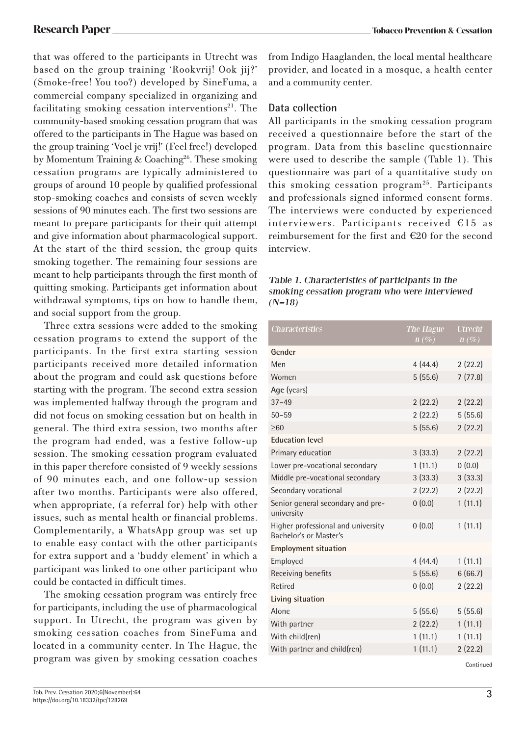that was offered to the participants in Utrecht was based on the group training 'Rookvrij! Ook jij?' (Smoke-free! You too?) developed by SineFuma, a commercial company specialized in organizing and facilitating smoking cessation interventions[21]. The community-based smoking cessation program that was offered to the participants in The Hague was based on the group training 'Voel je vrij!' (Feel free!) developed by Momentum Training & Coaching[26]. These smoking cessation programs are typically administered to groups of around 10 people by qualified professional stop-smoking coaches and consists of seven weekly sessions of 90 minutes each. The first two sessions are meant to prepare participants for their quit attempt and give information about pharmacological support. At the start of the third session, the group quits smoking together. The remaining four sessions are meant to help participants through the first month of quitting smoking. Participants get information about withdrawal symptoms, tips on how to handle them, and social support from the group.

Three extra sessions were added to the smoking cessation programs to extend the support of the participants. In the first extra starting session participants received more detailed information about the program and could ask questions before starting with the program. The second extra session was implemented halfway through the program and did not focus on smoking cessation but on health in general. The third extra session, two months after the program had ended, was a festive follow-up session. The smoking cessation program evaluated in this paper therefore consisted of 9 weekly sessions of 90 minutes each, and one follow-up session after two months. Participants were also offered, when appropriate, (a referral for) help with other issues, such as mental health or financial problems. Complementarily, a WhatsApp group was set up to enable easy contact with the other participants for extra support and a 'buddy element' in which a participant was linked to one other participant who could be contacted in difficult times.

The smoking cessation program was entirely free for participants, including the use of pharmacological support. In Utrecht, the program was given by smoking cessation coaches from SineFuma and located in a community center. In The Hague, the program was given by smoking cessation coaches from Indigo Haaglanden, the local mental healthcare provider, and located in a mosque, a health center and a community center.

## Data collection

All participants in the smoking cessation program received a questionnaire before the start of the program. Data from this baseline questionnaire were used to describe the sample (Table 1). This questionnaire was part of a quantitative study on this smoking cessation program[25]. Participants and professionals signed informed consent forms. The interviews were conducted by experienced interviewers. Participants received €15 as reimbursement for the first and €20 for the second interview.

*Table 1. Characteristics of participants in the smoking cessation program who were interviewed (N=18)*

| Characteristics | The Hague n (%) | Utrecht n (%) |
|---|---|---|
| **Gender** | | |
| Men | 4 (44.4) | 2 (22.2) |
| Women | 5 (55.6) | 7 (77.8) |
| **Age** (years) | | |
| 37–49 | 2 (22.2) | 2 (22.2) |
| 50–59 | 2 (22.2) | 5 (55.6) |
| ≥60 | 5 (55.6) | 2 (22.2) |
| **Education level** | | |
| Primary education | 3 (33.3) | 2 (22.2) |
| Lower pre-vocational secondary | 1 (11.1) | 0 (0.0) |
| Middle pre-vocational secondary | 3 (33.3) | 3 (33.3) |
| Secondary vocational | 2 (22.2) | 2 (22.2) |
| Senior general secondary and pre-university | 0 (0.0) | 1 (11.1) |
| Higher professional and university Bachelor's or Master's | 0 (0.0) | 1 (11.1) |
| **Employment situation** | | |
| Employed | 4 (44.4) | 1 (11.1) |
| Receiving benefits | 5 (55.6) | 6 (66.7) |
| Retired | 0 (0.0) | 2 (22.2) |
| **Living situation** | | |
| Alone | 5 (55.6) | 5 (55.6) |
| With partner | 2 (22.2) | 1 (11.1) |
| With child(ren) | 1 (11.1) | 1 (11.1) |
| With partner and child(ren) | 1 (11.1) | 2 (22.2) |

Continued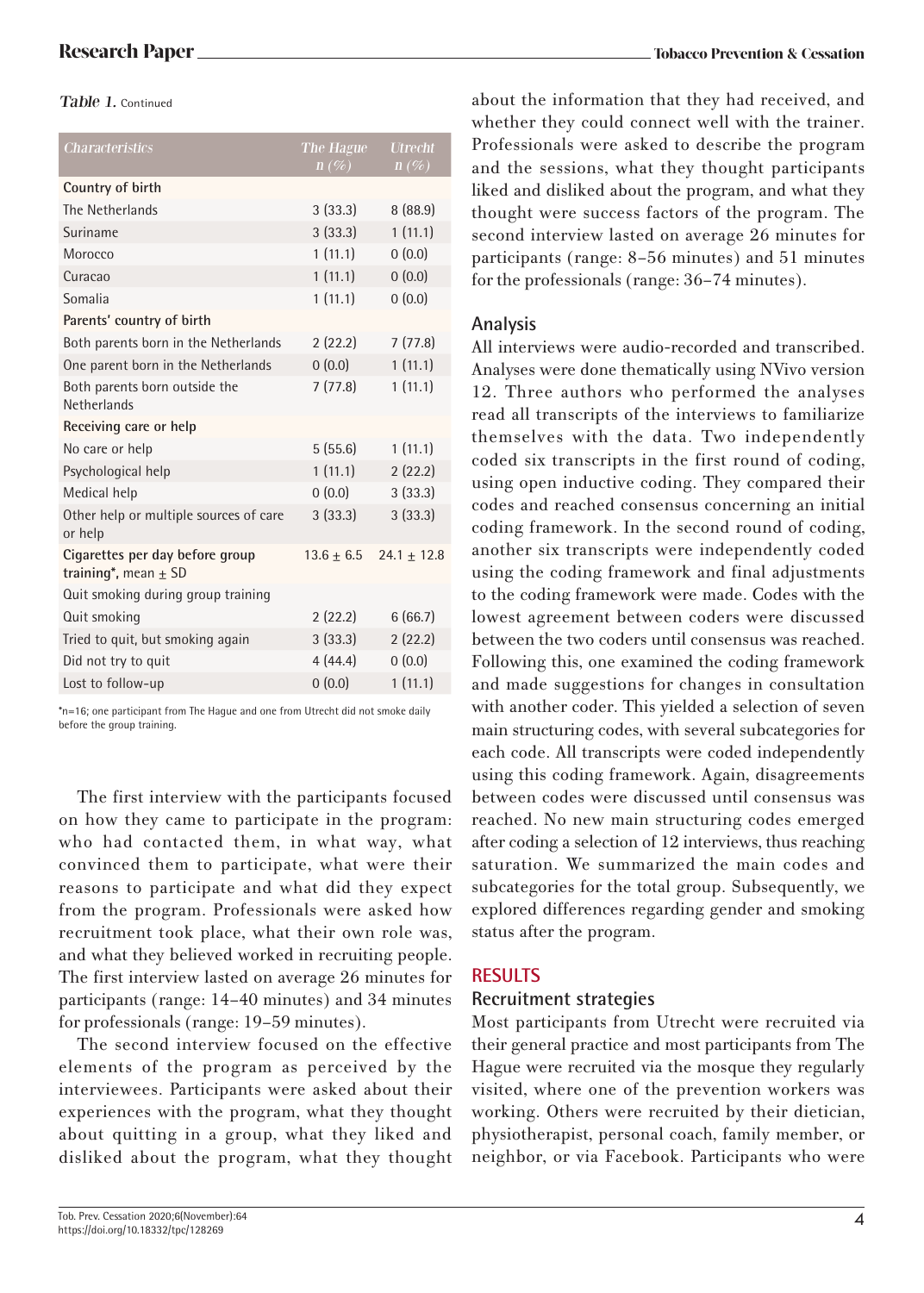*Table 1.* Continued

| Characteristics | The Hague n (%) | Utrecht n (%) |
|---|---|---|
| **Country of birth** | | |
| The Netherlands | 3 (33.3) | 8 (88.9) |
| Suriname | 3 (33.3) | 1 (11.1) |
| Morocco | 1 (11.1) | 0 (0.0) |
| Curacao | 1 (11.1) | 0 (0.0) |
| Somalia | 1 (11.1) | 0 (0.0) |
| **Parents' country of birth** | | |
| Both parents born in the Netherlands | 2 (22.2) | 7 (77.8) |
| One parent born in the Netherlands | 0 (0.0) | 1 (11.1) |
| Both parents born outside the Netherlands | 7 (77.8) | 1 (11.1) |
| **Receiving care or help** | | |
| No care or help | 5 (55.6) | 1 (11.1) |
| Psychological help | 1 (11.1) | 2 (22.2) |
| Medical help | 0 (0.0) | 3 (33.3) |
| Other help or multiple sources of care or help | 3 (33.3) | 3 (33.3) |
| **Cigarettes per day before group training*, mean ± SD** | 13.6 ± 6.5 | 24.1 ± 12.8 |
| Quit smoking during group training | | |
| Quit smoking | 2 (22.2) | 6 (66.7) |
| Tried to quit, but smoking again | 3 (33.3) | 2 (22.2) |
| Did not try to quit | 4 (44.4) | 0 (0.0) |
| Lost to follow-up | 0 (0.0) | 1 (11.1) |

*n=16; one participant from The Hague and one from Utrecht did not smoke daily before the group training.

The first interview with the participants focused on how they came to participate in the program: who had contacted them, in what way, what convinced them to participate, what were their reasons to participate and what did they expect from the program. Professionals were asked how recruitment took place, what their own role was, and what they believed worked in recruiting people. The first interview lasted on average 26 minutes for participants (range: 14–40 minutes) and 34 minutes for professionals (range: 19–59 minutes).

The second interview focused on the effective elements of the program as perceived by the interviewees. Participants were asked about their experiences with the program, what they thought about quitting in a group, what they liked and disliked about the program, what they thought about the information that they had received, and whether they could connect well with the trainer. Professionals were asked to describe the program and the sessions, what they thought participants liked and disliked about the program, and what they thought were success factors of the program. The second interview lasted on average 26 minutes for participants (range: 8–56 minutes) and 51 minutes for the professionals (range: 36–74 minutes).

### Analysis

All interviews were audio-recorded and transcribed. Analyses were done thematically using NVivo version 12. Three authors who performed the analyses read all transcripts of the interviews to familiarize themselves with the data. Two independently coded six transcripts in the first round of coding, using open inductive coding. They compared their codes and reached consensus concerning an initial coding framework. In the second round of coding, another six transcripts were independently coded using the coding framework and final adjustments to the coding framework were made. Codes with the lowest agreement between coders were discussed between the two coders until consensus was reached. Following this, one examined the coding framework and made suggestions for changes in consultation with another coder. This yielded a selection of seven main structuring codes, with several subcategories for each code. All transcripts were coded independently using this coding framework. Again, disagreements between codes were discussed until consensus was reached. No new main structuring codes emerged after coding a selection of 12 interviews, thus reaching saturation. We summarized the main codes and subcategories for the total group. Subsequently, we explored differences regarding gender and smoking status after the program.

## RESULTS

### Recruitment strategies

Most participants from Utrecht were recruited via their general practice and most participants from The Hague were recruited via the mosque they regularly visited, where one of the prevention workers was working. Others were recruited by their dietician, physiotherapist, personal coach, family member, or neighbor, or via Facebook. Participants who were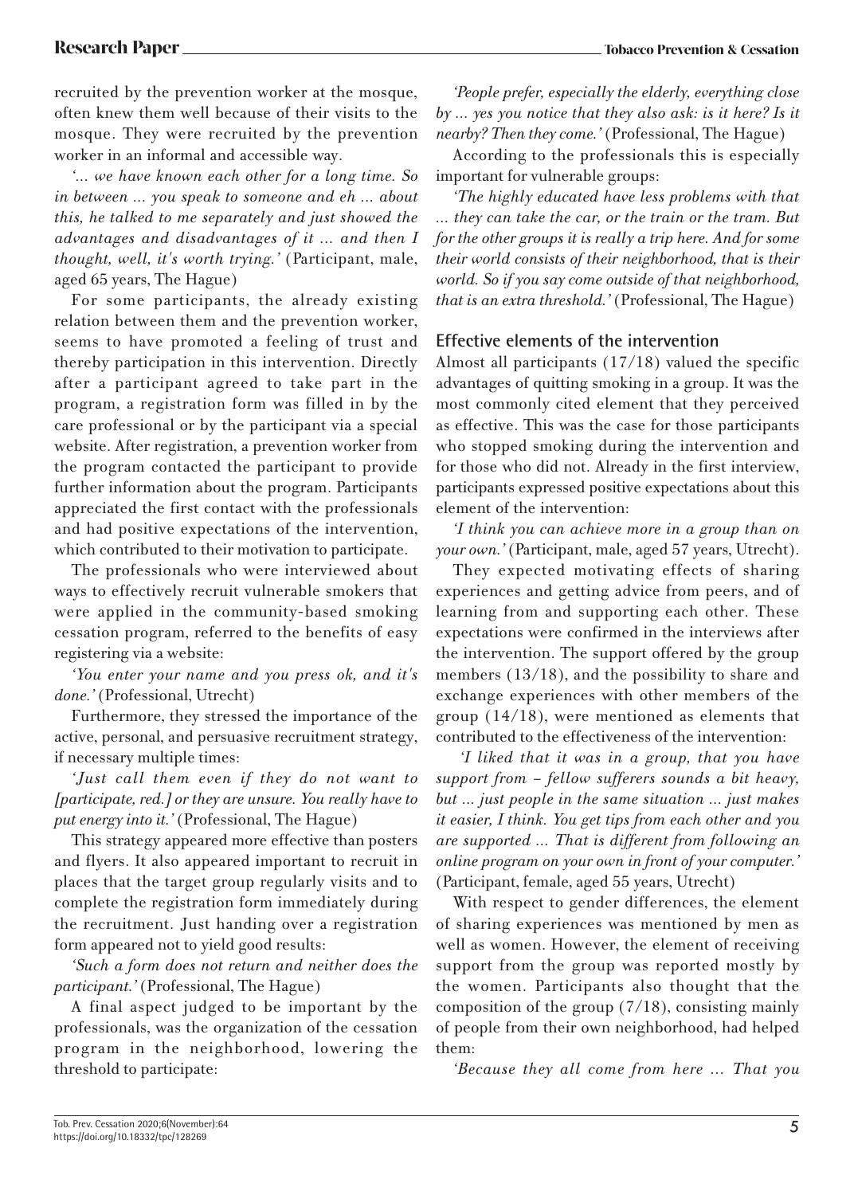recruited by the prevention worker at the mosque, often knew them well because of their visits to the mosque. They were recruited by the prevention worker in an informal and accessible way.

*'... we have known each other for a long time. So in between ... you speak to someone and eh ... about this, he talked to me separately and just showed the advantages and disadvantages of it ... and then I thought, well, it's worth trying.'* (Participant, male, aged 65 years, The Hague)

For some participants, the already existing relation between them and the prevention worker, seems to have promoted a feeling of trust and thereby participation in this intervention. Directly after a participant agreed to take part in the program, a registration form was filled in by the care professional or by the participant via a special website. After registration, a prevention worker from the program contacted the participant to provide further information about the program. Participants appreciated the first contact with the professionals and had positive expectations of the intervention, which contributed to their motivation to participate.

The professionals who were interviewed about ways to effectively recruit vulnerable smokers that were applied in the community-based smoking cessation program, referred to the benefits of easy registering via a website:

*'You enter your name and you press ok, and it's done.'* (Professional, Utrecht)

Furthermore, they stressed the importance of the active, personal, and persuasive recruitment strategy, if necessary multiple times:

*'Just call them even if they do not want to [participate, red.] or they are unsure. You really have to put energy into it.'* (Professional, The Hague)

This strategy appeared more effective than posters and flyers. It also appeared important to recruit in places that the target group regularly visits and to complete the registration form immediately during the recruitment. Just handing over a registration form appeared not to yield good results:

*'Such a form does not return and neither does the participant.'* (Professional, The Hague)

A final aspect judged to be important by the professionals, was the organization of the cessation program in the neighborhood, lowering the threshold to participate:

*'People prefer, especially the elderly, everything close by ... yes you notice that they also ask: is it here? Is it nearby? Then they come.'* (Professional, The Hague)

According to the professionals this is especially important for vulnerable groups:

*'The highly educated have less problems with that ... they can take the car, or the train or the tram. But for the other groups it is really a trip here. And for some their world consists of their neighborhood, that is their world. So if you say come outside of that neighborhood, that is an extra threshold.'* (Professional, The Hague)

### Effective elements of the intervention

Almost all participants (17/18) valued the specific advantages of quitting smoking in a group. It was the most commonly cited element that they perceived as effective. This was the case for those participants who stopped smoking during the intervention and for those who did not. Already in the first interview, participants expressed positive expectations about this element of the intervention:

*'I think you can achieve more in a group than on your own.'* (Participant, male, aged 57 years, Utrecht).

They expected motivating effects of sharing experiences and getting advice from peers, and of learning from and supporting each other. These expectations were confirmed in the interviews after the intervention. The support offered by the group members (13/18), and the possibility to share and exchange experiences with other members of the group (14/18), were mentioned as elements that contributed to the effectiveness of the intervention:

*'I liked that it was in a group, that you have support from – fellow sufferers sounds a bit heavy, but ... just people in the same situation ... just makes it easier, I think. You get tips from each other and you are supported ... That is different from following an online program on your own in front of your computer.'* (Participant, female, aged 55 years, Utrecht)

With respect to gender differences, the element of sharing experiences was mentioned by men as well as women. However, the element of receiving support from the group was reported mostly by the women. Participants also thought that the composition of the group (7/18), consisting mainly of people from their own neighborhood, had helped them:

*'Because they all come from here ... That you*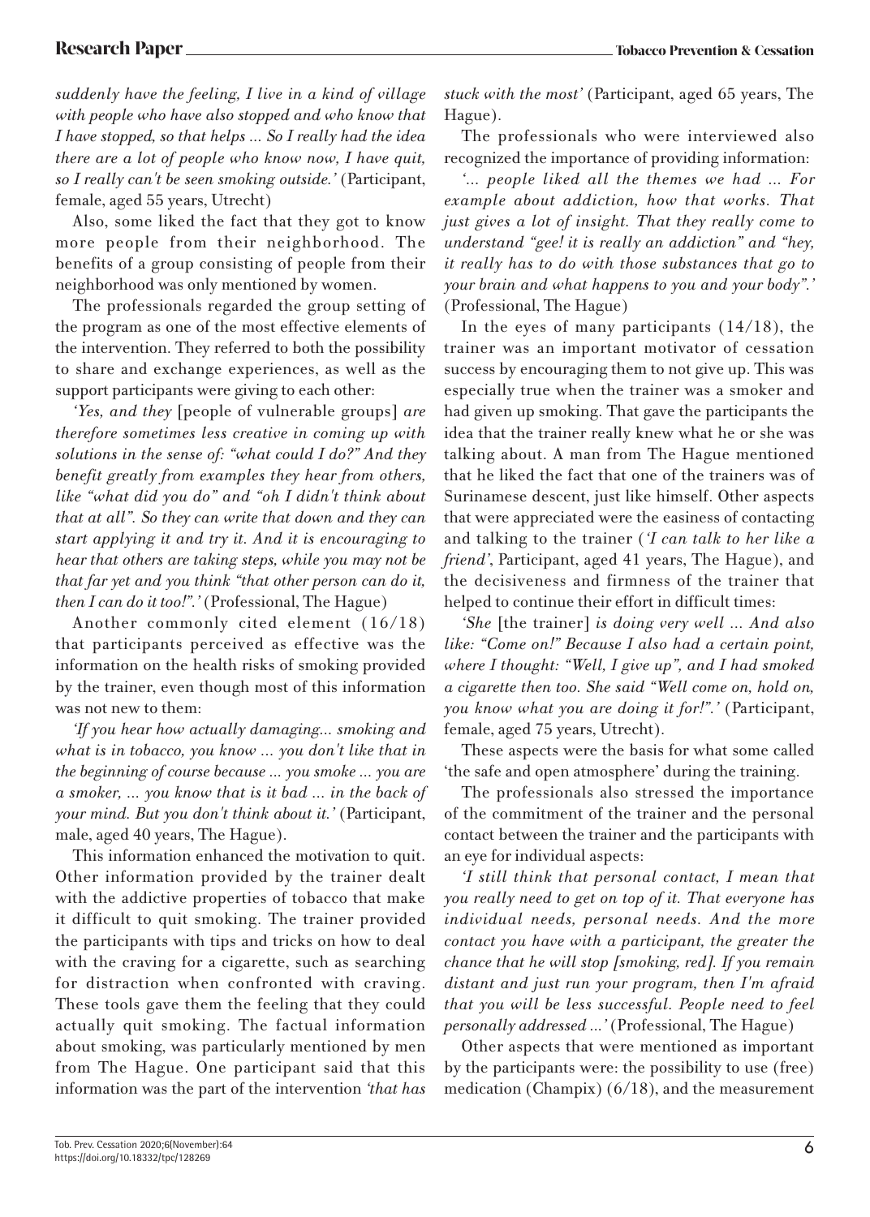*suddenly have the feeling, I live in a kind of village with people who have also stopped and who know that I have stopped, so that helps ... So I really had the idea there are a lot of people who know now, I have quit, so I really can't be seen smoking outside.'* (Participant, female, aged 55 years, Utrecht)

Also, some liked the fact that they got to know more people from their neighborhood. The benefits of a group consisting of people from their neighborhood was only mentioned by women.

The professionals regarded the group setting of the program as one of the most effective elements of the intervention. They referred to both the possibility to share and exchange experiences, as well as the support participants were giving to each other:

*'Yes, and they* [people of vulnerable groups] *are therefore sometimes less creative in coming up with solutions in the sense of: "what could I do?" And they benefit greatly from examples they hear from others, like "what did you do" and "oh I didn't think about that at all". So they can write that down and they can start applying it and try it. And it is encouraging to hear that others are taking steps, while you may not be that far yet and you think "that other person can do it, then I can do it too!".'* (Professional, The Hague)

Another commonly cited element (16/18) that participants perceived as effective was the information on the health risks of smoking provided by the trainer, even though most of this information was not new to them:

*'If you hear how actually damaging... smoking and what is in tobacco, you know ... you don't like that in the beginning of course because ... you smoke ... you are a smoker, ... you know that is it bad ... in the back of your mind. But you don't think about it.'* (Participant, male, aged 40 years, The Hague).

This information enhanced the motivation to quit. Other information provided by the trainer dealt with the addictive properties of tobacco that make it difficult to quit smoking. The trainer provided the participants with tips and tricks on how to deal with the craving for a cigarette, such as searching for distraction when confronted with craving. These tools gave them the feeling that they could actually quit smoking. The factual information about smoking, was particularly mentioned by men from The Hague. One participant said that this information was the part of the intervention *'that has stuck with the most'* (Participant, aged 65 years, The Hague).

The professionals who were interviewed also recognized the importance of providing information:

*'... people liked all the themes we had ... For example about addiction, how that works. That just gives a lot of insight. That they really come to understand "gee! it is really an addiction" and "hey, it really has to do with those substances that go to your brain and what happens to you and your body".'* (Professional, The Hague)

In the eyes of many participants (14/18), the trainer was an important motivator of cessation success by encouraging them to not give up. This was especially true when the trainer was a smoker and had given up smoking. That gave the participants the idea that the trainer really knew what he or she was talking about. A man from The Hague mentioned that he liked the fact that one of the trainers was of Surinamese descent, just like himself. Other aspects that were appreciated were the easiness of contacting and talking to the trainer (*'I can talk to her like a friend'*, Participant, aged 41 years, The Hague), and the decisiveness and firmness of the trainer that helped to continue their effort in difficult times:

*'She* [the trainer] *is doing very well ... And also like: "Come on!" Because I also had a certain point, where I thought: "Well, I give up", and I had smoked a cigarette then too. She said "Well come on, hold on, you know what you are doing it for!".'* (Participant, female, aged 75 years, Utrecht).

These aspects were the basis for what some called 'the safe and open atmosphere' during the training.

The professionals also stressed the importance of the commitment of the trainer and the personal contact between the trainer and the participants with an eye for individual aspects:

*'I still think that personal contact, I mean that you really need to get on top of it. That everyone has individual needs, personal needs. And the more contact you have with a participant, the greater the chance that he will stop [smoking, red]. If you remain distant and just run your program, then I'm afraid that you will be less successful. People need to feel personally addressed ...'* (Professional, The Hague)

Other aspects that were mentioned as important by the participants were: the possibility to use (free) medication (Champix) (6/18), and the measurement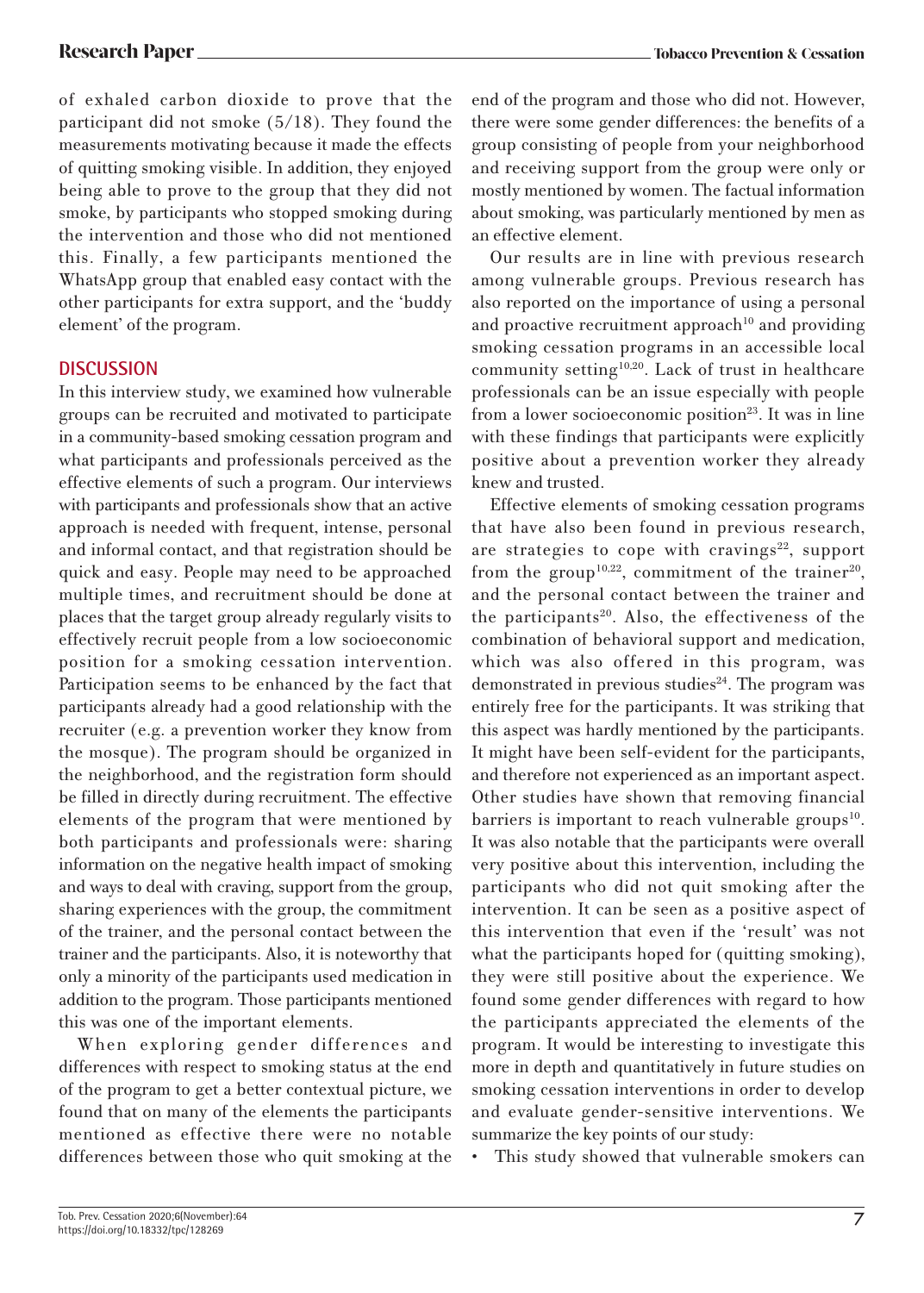of exhaled carbon dioxide to prove that the participant did not smoke (5/18). They found the measurements motivating because it made the effects of quitting smoking visible. In addition, they enjoyed being able to prove to the group that they did not smoke, by participants who stopped smoking during the intervention and those who did not mentioned this. Finally, a few participants mentioned the WhatsApp group that enabled easy contact with the other participants for extra support, and the 'buddy element' of the program.

## DISCUSSION

In this interview study, we examined how vulnerable groups can be recruited and motivated to participate in a community-based smoking cessation program and what participants and professionals perceived as the effective elements of such a program. Our interviews with participants and professionals show that an active approach is needed with frequent, intense, personal and informal contact, and that registration should be quick and easy. People may need to be approached multiple times, and recruitment should be done at places that the target group already regularly visits to effectively recruit people from a low socioeconomic position for a smoking cessation intervention. Participation seems to be enhanced by the fact that participants already had a good relationship with the recruiter (e.g. a prevention worker they know from the mosque). The program should be organized in the neighborhood, and the registration form should be filled in directly during recruitment. The effective elements of the program that were mentioned by both participants and professionals were: sharing information on the negative health impact of smoking and ways to deal with craving, support from the group, sharing experiences with the group, the commitment of the trainer, and the personal contact between the trainer and the participants. Also, it is noteworthy that only a minority of the participants used medication in addition to the program. Those participants mentioned this was one of the important elements.

When exploring gender differences and differences with respect to smoking status at the end of the program to get a better contextual picture, we found that on many of the elements the participants mentioned as effective there were no notable differences between those who quit smoking at the end of the program and those who did not. However, there were some gender differences: the benefits of a group consisting of people from your neighborhood and receiving support from the group were only or mostly mentioned by women. The factual information about smoking, was particularly mentioned by men as an effective element.

Our results are in line with previous research among vulnerable groups. Previous research has also reported on the importance of using a personal and proactive recruitment approach[10] and providing smoking cessation programs in an accessible local community setting[10,20]. Lack of trust in healthcare professionals can be an issue especially with people from a lower socioeconomic position[23]. It was in line with these findings that participants were explicitly positive about a prevention worker they already knew and trusted.

Effective elements of smoking cessation programs that have also been found in previous research, are strategies to cope with cravings[22], support from the group[10,22], commitment of the trainer[20], and the personal contact between the trainer and the participants[20]. Also, the effectiveness of the combination of behavioral support and medication, which was also offered in this program, was demonstrated in previous studies[24]. The program was entirely free for the participants. It was striking that this aspect was hardly mentioned by the participants. It might have been self-evident for the participants, and therefore not experienced as an important aspect. Other studies have shown that removing financial barriers is important to reach vulnerable groups[10]. It was also notable that the participants were overall very positive about this intervention, including the participants who did not quit smoking after the intervention. It can be seen as a positive aspect of this intervention that even if the 'result' was not what the participants hoped for (quitting smoking), they were still positive about the experience. We found some gender differences with regard to how the participants appreciated the elements of the program. It would be interesting to investigate this more in depth and quantitatively in future studies on smoking cessation interventions in order to develop and evaluate gender-sensitive interventions. We summarize the key points of our study:

- This study showed that vulnerable smokers can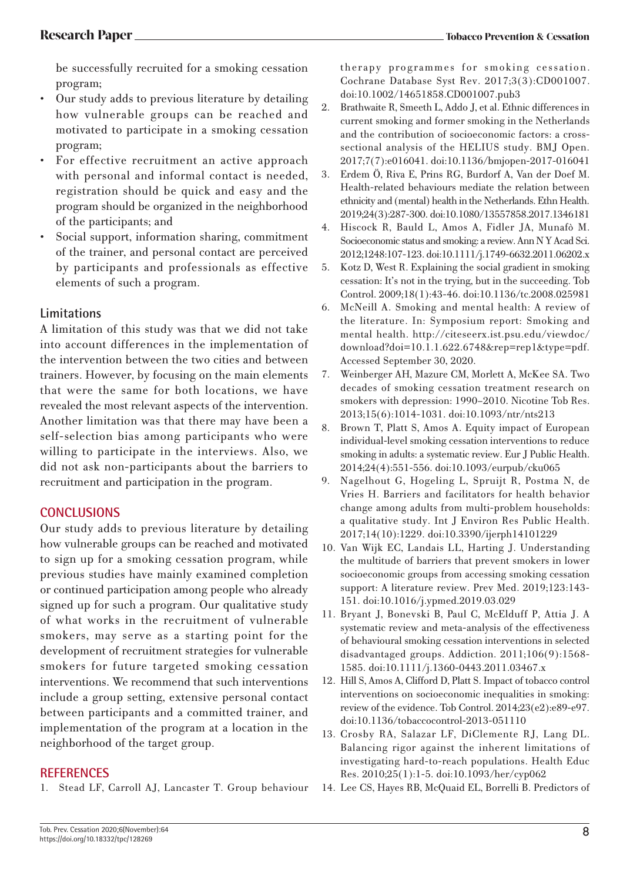be successfully recruited for a smoking cessation program;

- Our study adds to previous literature by detailing how vulnerable groups can be reached and motivated to participate in a smoking cessation program;
- For effective recruitment an active approach with personal and informal contact is needed, registration should be quick and easy and the program should be organized in the neighborhood of the participants; and
- Social support, information sharing, commitment of the trainer, and personal contact are perceived by participants and professionals as effective elements of such a program.

### Limitations

A limitation of this study was that we did not take into account differences in the implementation of the intervention between the two cities and between trainers. However, by focusing on the main elements that were the same for both locations, we have revealed the most relevant aspects of the intervention. Another limitation was that there may have been a self-selection bias among participants who were willing to participate in the interviews. Also, we did not ask non-participants about the barriers to recruitment and participation in the program.

## CONCLUSIONS

Our study adds to previous literature by detailing how vulnerable groups can be reached and motivated to sign up for a smoking cessation program, while previous studies have mainly examined completion or continued participation among people who already signed up for such a program. Our qualitative study of what works in the recruitment of vulnerable smokers, may serve as a starting point for the development of recruitment strategies for vulnerable smokers for future targeted smoking cessation interventions. We recommend that such interventions include a group setting, extensive personal contact between participants and a committed trainer, and implementation of the program at a location in the neighborhood of the target group.

## REFERENCES

1. Stead LF, Carroll AJ, Lancaster T. Group behaviour therapy programmes for smoking cessation. Cochrane Database Syst Rev. 2017;3(3):CD001007. doi:10.1002/14651858.CD001007.pub3
2. Brathwaite R, Smeeth L, Addo J, et al. Ethnic differences in current smoking and former smoking in the Netherlands and the contribution of socioeconomic factors: a cross-sectional analysis of the HELIUS study. BMJ Open. 2017;7(7):e016041. doi:10.1136/bmjopen-2017-016041
3. Erdem Ö, Riva E, Prins RG, Burdorf A, Van der Doef M. Health-related behaviours mediate the relation between ethnicity and (mental) health in the Netherlands. Ethn Health. 2019;24(3):287-300. doi:10.1080/13557858.2017.1346181
4. Hiscock R, Bauld L, Amos A, Fidler JA, Munafò M. Socioeconomic status and smoking: a review. Ann N Y Acad Sci. 2012;1248:107-123. doi:10.1111/j.1749-6632.2011.06202.x
5. Kotz D, West R. Explaining the social gradient in smoking cessation: It's not in the trying, but in the succeeding. Tob Control. 2009;18(1):43-46. doi:10.1136/tc.2008.025981
6. McNeill A. Smoking and mental health: A review of the literature. In: Symposium report: Smoking and mental health. http://citeseerx.ist.psu.edu/viewdoc/download?doi=10.1.1.622.6748&rep=rep1&type=pdf. Accessed September 30, 2020.
7. Weinberger AH, Mazure CM, Morlett A, McKee SA. Two decades of smoking cessation treatment research on smokers with depression: 1990–2010. Nicotine Tob Res. 2013;15(6):1014-1031. doi:10.1093/ntr/nts213
8. Brown T, Platt S, Amos A. Equity impact of European individual-level smoking cessation interventions to reduce smoking in adults: a systematic review. Eur J Public Health. 2014;24(4):551-556. doi:10.1093/eurpub/cku065
9. Nagelhout G, Hogeling L, Spruijt R, Postma N, de Vries H. Barriers and facilitators for health behavior change among adults from multi-problem households: a qualitative study. Int J Environ Res Public Health. 2017;14(10):1229. doi:10.3390/ijerph14101229
10. Van Wijk EC, Landais LL, Harting J. Understanding the multitude of barriers that prevent smokers in lower socioeconomic groups from accessing smoking cessation support: A literature review. Prev Med. 2019;123:143-151. doi:10.1016/j.ypmed.2019.03.029
11. Bryant J, Bonevski B, Paul C, McElduff P, Attia J. A systematic review and meta-analysis of the effectiveness of behavioural smoking cessation interventions in selected disadvantaged groups. Addiction. 2011;106(9):1568-1585. doi:10.1111/j.1360-0443.2011.03467.x
12. Hill S, Amos A, Clifford D, Platt S. Impact of tobacco control interventions on socioeconomic inequalities in smoking: review of the evidence. Tob Control. 2014;23(e2):e89-e97. doi:10.1136/tobaccocontrol-2013-051110
13. Crosby RA, Salazar LF, DiClemente RJ, Lang DL. Balancing rigor against the inherent limitations of investigating hard-to-reach populations. Health Educ Res. 2010;25(1):1-5. doi:10.1093/her/cyp062
14. Lee CS, Hayes RB, McQuaid EL, Borrelli B. Predictors of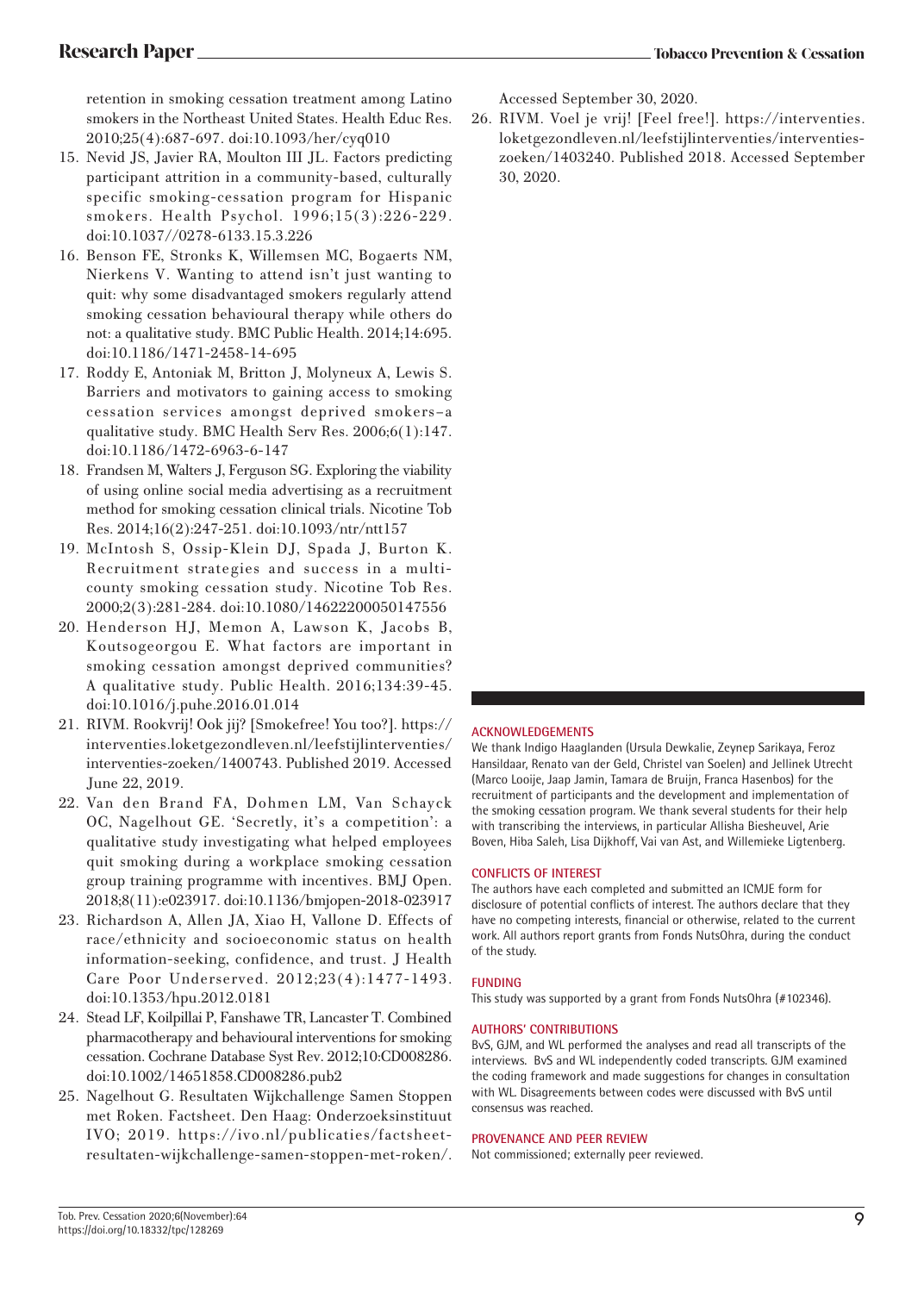retention in smoking cessation treatment among Latino smokers in the Northeast United States. Health Educ Res. 2010;25(4):687-697. doi:10.1093/her/cyq010

15. Nevid JS, Javier RA, Moulton III JL. Factors predicting participant attrition in a community-based, culturally specific smoking-cessation program for Hispanic smokers. Health Psychol. 1996;15(3):226-229. doi:10.1037//0278-6133.15.3.226
16. Benson FE, Stronks K, Willemsen MC, Bogaerts NM, Nierkens V. Wanting to attend isn't just wanting to quit: why some disadvantaged smokers regularly attend smoking cessation behavioural therapy while others do not: a qualitative study. BMC Public Health. 2014;14:695. doi:10.1186/1471-2458-14-695
17. Roddy E, Antoniak M, Britton J, Molyneux A, Lewis S. Barriers and motivators to gaining access to smoking cessation services amongst deprived smokers–a qualitative study. BMC Health Serv Res. 2006;6(1):147. doi:10.1186/1472-6963-6-147
18. Frandsen M, Walters J, Ferguson SG. Exploring the viability of using online social media advertising as a recruitment method for smoking cessation clinical trials. Nicotine Tob Res. 2014;16(2):247-251. doi:10.1093/ntr/ntt157
19. McIntosh S, Ossip-Klein DJ, Spada J, Burton K. Recruitment strategies and success in a multi-county smoking cessation study. Nicotine Tob Res. 2000;2(3):281-284. doi:10.1080/14622200050147556
20. Henderson HJ, Memon A, Lawson K, Jacobs B, Koutsogeorgou E. What factors are important in smoking cessation amongst deprived communities? A qualitative study. Public Health. 2016;134:39-45. doi:10.1016/j.puhe.2016.01.014
21. RIVM. Rookvrij! Ook jij? [Smokefree! You too?]. https://interventies.loketgezondleven.nl/leefstijlinterventies/interventies-zoeken/1400743. Published 2019. Accessed June 22, 2019.
22. Van den Brand FA, Dohmen LM, Van Schayck OC, Nagelhout GE. 'Secretly, it's a competition': a qualitative study investigating what helped employees quit smoking during a workplace smoking cessation group training programme with incentives. BMJ Open. 2018;8(11):e023917. doi:10.1136/bmjopen-2018-023917
23. Richardson A, Allen JA, Xiao H, Vallone D. Effects of race/ethnicity and socioeconomic status on health information-seeking, confidence, and trust. J Health Care Poor Underserved. 2012;23(4):1477-1493. doi:10.1353/hpu.2012.0181
24. Stead LF, Koilpillai P, Fanshawe TR, Lancaster T. Combined pharmacotherapy and behavioural interventions for smoking cessation. Cochrane Database Syst Rev. 2012;10:CD008286. doi:10.1002/14651858.CD008286.pub2
25. Nagelhout G. Resultaten Wijkchallenge Samen Stoppen met Roken. Factsheet. Den Haag: Onderzoeksinstituut IVO; 2019. https://ivo.nl/publicaties/factsheet-resultaten-wijkchallenge-samen-stoppen-met-roken/. Accessed September 30, 2020.
26. RIVM. Voel je vrij! [Feel free!]. https://interventies.loketgezondleven.nl/leefstijlinterventies/interventies-zoeken/1403240. Published 2018. Accessed September 30, 2020.

## ACKNOWLEDGEMENTS

We thank Indigo Haaglanden (Ursula Dewkalie, Zeynep Sarikaya, Feroz Hansildaar, Renato van der Geld, Christel van Soelen) and Jellinek Utrecht (Marco Looije, Jaap Jamin, Tamara de Bruijn, Franca Hasenbos) for the recruitment of participants and the development and implementation of the smoking cessation program. We thank several students for their help with transcribing the interviews, in particular Allisha Biesheuvel, Arie Boven, Hiba Saleh, Lisa Dijkhoff, Vai van Ast, and Willemieke Ligtenberg.

## CONFLICTS OF INTEREST

The authors have each completed and submitted an ICMJE form for disclosure of potential conflicts of interest. The authors declare that they have no competing interests, financial or otherwise, related to the current work. All authors report grants from Fonds NutsOhra, during the conduct of the study.

## FUNDING

This study was supported by a grant from Fonds NutsOhra (#102346).

## AUTHORS' CONTRIBUTIONS

BvS, GJM, and WL performed the analyses and read all transcripts of the interviews. BvS and WL independently coded transcripts. GJM examined the coding framework and made suggestions for changes in consultation with WL. Disagreements between codes were discussed with BvS until consensus was reached.

## PROVENANCE AND PEER REVIEW

Not commissioned; externally peer reviewed.